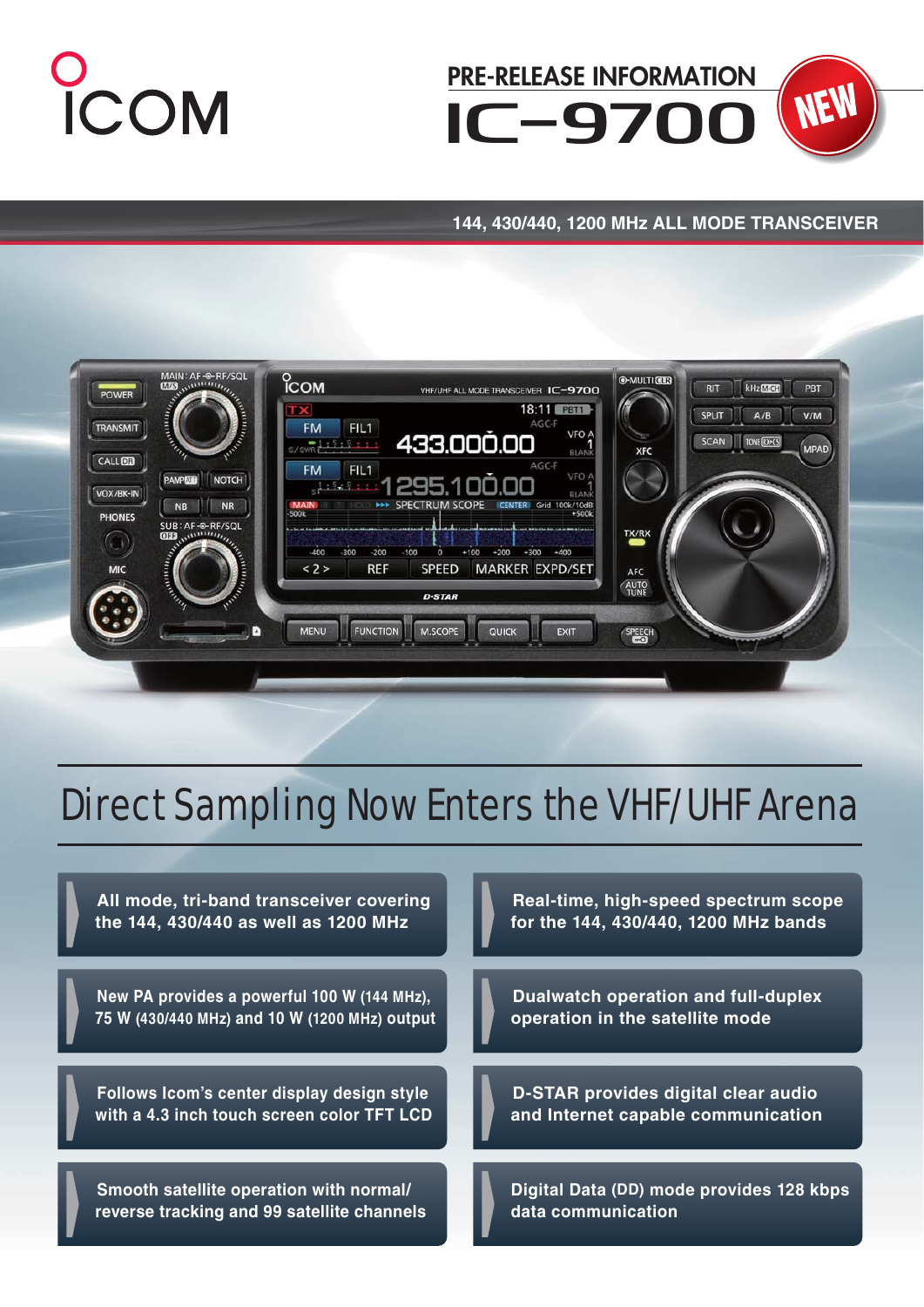ICOM

PRE-RELEASE INFORMATION

# IC-9700

NEW

144, 430/440, 1200 MHz ALL MODE TRANSCEIVER

## Direct Sampling Now Enters the VHF/UHF Arena

- All mode, tri-band transceiver covering the 144, 430/440 as well as 1200 MHz
- Real-time, high-speed spectrum scope for the 144, 430/440, 1200 MHz bands
- New PA provides a powerful 100 W (144 MHz), 75 W (430/440 MHz) and 10 W (1200 MHz) output
- Dualwatch operation and full-duplex operation in the satellite mode
- Follows Icom's center display design style with a 4.3 inch touch screen color TFT LCD
- D-STAR provides digital clear audio and Internet capable communication
- Smooth satellite operation with normal/ reverse tracking and 99 satellite channels
- Digital Data (DD) mode provides 128 kbps data communication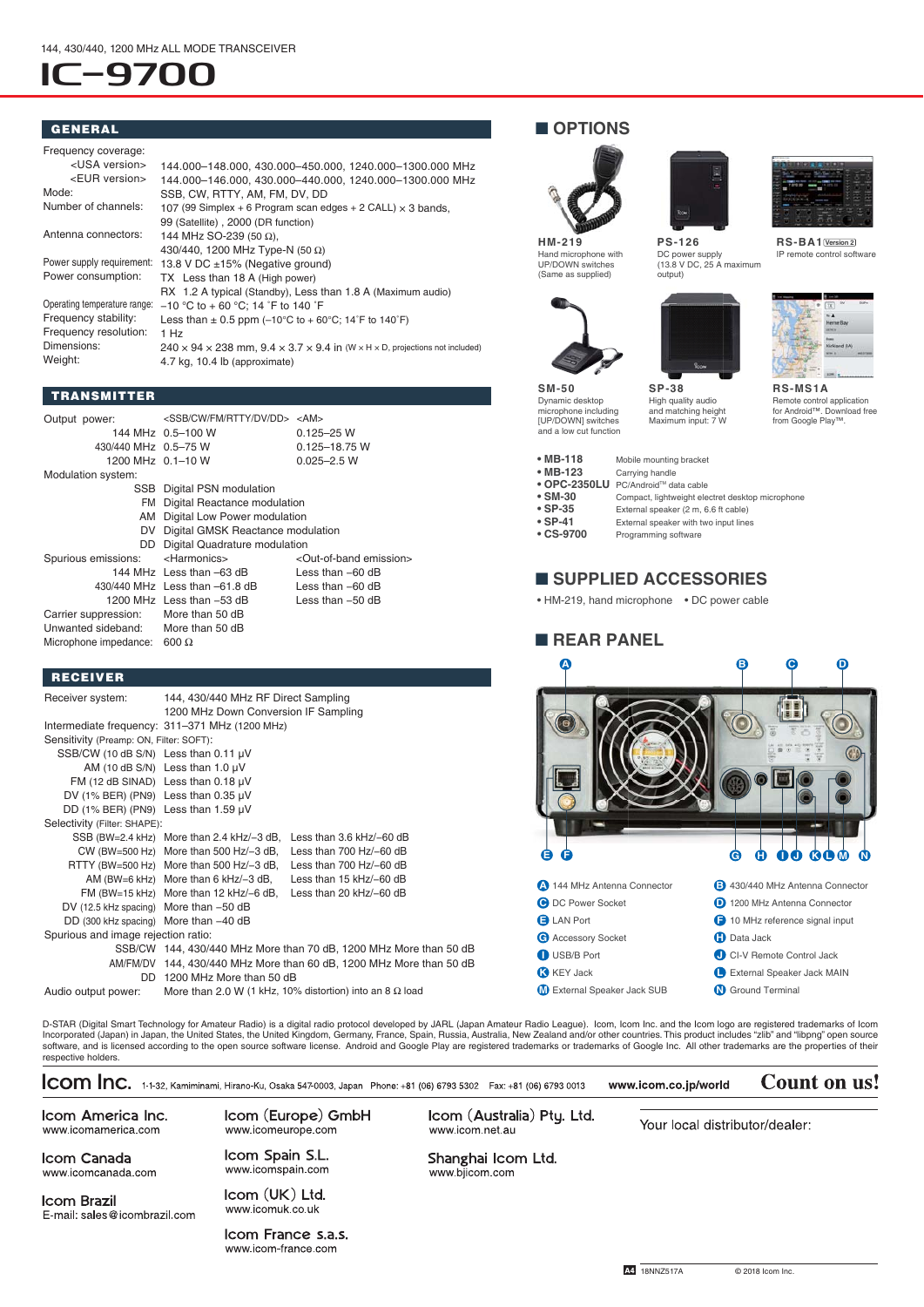144, 430/440, 1200 MHz ALL MODE TRANSCEIVER

# IC-9700

## GENERAL

| | |
|---|---|
| Frequency coverage: | |
| <USA version> | 144.000–148.000, 430.000–450.000, 1240.000–1300.000 MHz |
| <EUR version> | 144.000–146.000, 430.000–440.000, 1240.000–1300.000 MHz |
| Mode: | SSB, CW, RTTY, AM, FM, DV, DD |
| Number of channels: | 107 (99 Simplex + 6 Program scan edges + 2 CALL) × 3 bands, 99 (Satellite) , 2000 (DR function) |
| Antenna connectors: | 144 MHz SO-239 (50 Ω), 430/440, 1200 MHz Type-N (50 Ω) |
| Power supply requirement: | 13.8 V DC ±15% (Negative ground) |
| Power consumption: | TX Less than 18 A (High power) |
| | RX 1.2 A typical (Standby), Less than 1.8 A (Maximum audio) |
| Operating temperature range: | –10 °C to + 60 °C; 14 ˚F to 140 ˚F |
| Frequency stability: | Less than ± 0.5 ppm (–10°C to + 60°C; 14˚F to 140˚F) |
| Frequency resolution: | 1 Hz |
| Dimensions: | 240 × 94 × 238 mm, 9.4 × 3.7 × 9.4 in (W × H × D, projections not included) |
| Weight: | 4.7 kg, 10.4 lb (approximate) |

## TRANSMITTER

| | | |
|---|---|---|
| Output power: | <SSB/CW/FM/RTTY/DV/DD> | <AM> |
| 144 MHz | 0.5–100 W | 0.125–25 W |
| 430/440 MHz | 0.5–75 W | 0.125–18.75 W |
| 1200 MHz | 0.1–10 W | 0.025–2.5 W |
| Modulation system: | | |
| SSB | Digital PSN modulation | |
| FM | Digital Reactance modulation | |
| AM | Digital Low Power modulation | |
| DV | Digital GMSK Reactance modulation | |
| DD | Digital Quadrature modulation | |
| Spurious emissions: | <Harmonics> | <Out-of-band emission> |
| 144 MHz | Less than –63 dB | Less than –60 dB |
| 430/440 MHz | Less than –61.8 dB | Less than –60 dB |
| 1200 MHz | Less than –53 dB | Less than –50 dB |
| Carrier suppression: | More than 50 dB | |
| Unwanted sideband: | More than 50 dB | |
| Microphone impedance: | 600 Ω | |

## RECEIVER

| | | |
|---|---|---|
| Receiver system: | 144, 430/440 MHz RF Direct Sampling; 1200 MHz Down Conversion IF Sampling | |
| Intermediate frequency: | 311–371 MHz (1200 MHz) | |
| Sensitivity (Preamp: ON, Filter: SOFT): | | |
| SSB/CW (10 dB S/N) | Less than 0.11 μV | |
| AM (10 dB S/N) | Less than 1.0 μV | |
| FM (12 dB SINAD) | Less than 0.18 μV | |
| DV (1% BER) (PN9) | Less than 0.35 μV | |
| DD (1% BER) (PN9) | Less than 1.59 μV | |
| Selectivity (Filter: SHAPE): | | |
| SSB (BW=2.4 kHz) | More than 2.4 kHz/–3 dB, | Less than 3.6 kHz/–60 dB |
| CW (BW=500 Hz) | More than 500 Hz/–3 dB, | Less than 700 Hz/–60 dB |
| RTTY (BW=500 Hz) | More than 500 Hz/–3 dB, | Less than 700 Hz/–60 dB |
| AM (BW=6 kHz) | More than 6 kHz/–3 dB, | Less than 15 kHz/–60 dB |
| FM (BW=15 kHz) | More than 12 kHz/–6 dB, | Less than 20 kHz/–60 dB |
| DV (12.5 kHz spacing) | More than –50 dB | |
| DD (300 kHz spacing) | More than –40 dB | |
| Spurious and image rejection ratio: | | |
| SSB/CW | 144, 430/440 MHz More than 70 dB, 1200 MHz More than 50 dB | |
| AM/FM/DV | 144, 430/440 MHz More than 60 dB, 1200 MHz More than 50 dB | |
| DD | 1200 MHz More than 50 dB | |
| Audio output power: | More than 2.0 W (1 kHz, 10% distortion) into an 8 Ω load | |

## OPTIONS

**HM-219**
Hand microphone with UP/DOWN switches (Same as supplied)

**PS-126**
DC power supply (13.8 V DC, 25 A maximum output)

**RS-BA1** Version 2
IP remote control software

**SM-50**
Dynamic desktop microphone including [UP/DOWN] switches and a low cut function

**SP-38**
High quality audio and matching height
Maximum input: 7 W

**RS-MS1A**
Remote control application for Android™. Download free from Google Play™.

- **MB-118** Mobile mounting bracket
- **MB-123** Carrying handle
- **OPC-2350LU** PC/Android™ data cable
- **SM-30** Compact, lightweight electret desktop microphone
- **SP-35** External speaker (2 m, 6.6 ft cable)
- **SP-41** External speaker with two input lines
- **CS-9700** Programming software

## SUPPLIED ACCESSORIES

- HM-219, hand microphone
- DC power cable

## REAR PANEL

- A 144 MHz Antenna Connector
- B 430/440 MHz Antenna Connector
- C DC Power Socket
- D 1200 MHz Antenna Connector
- E LAN Port
- F 10 MHz reference signal input
- G Accessory Socket
- H Data Jack
- I USB/B Port
- J CI-V Remote Control Jack
- K KEY Jack
- L External Speaker Jack MAIN
- M External Speaker Jack SUB
- N Ground Terminal

D-STAR (Digital Smart Technology for Amateur Radio) is a digital radio protocol developed by JARL (Japan Amateur Radio League). Icom, Icom Inc. and the Icom logo are registered trademarks of Icom Incorporated (Japan) in Japan, the United States, the United Kingdom, Germany, France, Spain, Russia, Australia, New Zealand and/or other countries. This product includes "zlib" and "libpng" open source software, and is licensed according to the open source software license. Android and Google Play are registered trademarks or trademarks of Google Inc. All other trademarks are the properties of their respective holders.

**Icom Inc.** 1-1-32, Kamiminami, Hirano-Ku, Osaka 547-0003, Japan Phone: +81 (06) 6793 5302 Fax: +81 (06) 6793 0013 www.icom.co.jp/world **Count on us!**

**Icom America Inc.**
www.icomamerica.com

**Icom Canada**
www.icomcanada.com

**Icom Brazil**
E-mail: sales@icombrazil.com

**Icom (Europe) GmbH**
www.icomeurope.com

**Icom Spain S.L.**
www.icomspain.com

**Icom (UK) Ltd.**
www.icomuk.co.uk

**Icom France s.a.s.**
www.icom-france.com

**Icom (Australia) Pty. Ltd.**
www.icom.net.au

**Shanghai Icom Ltd.**
www.bjicom.com

Your local distributor/dealer:

A4 18NNZ517A © 2018 Icom Inc.